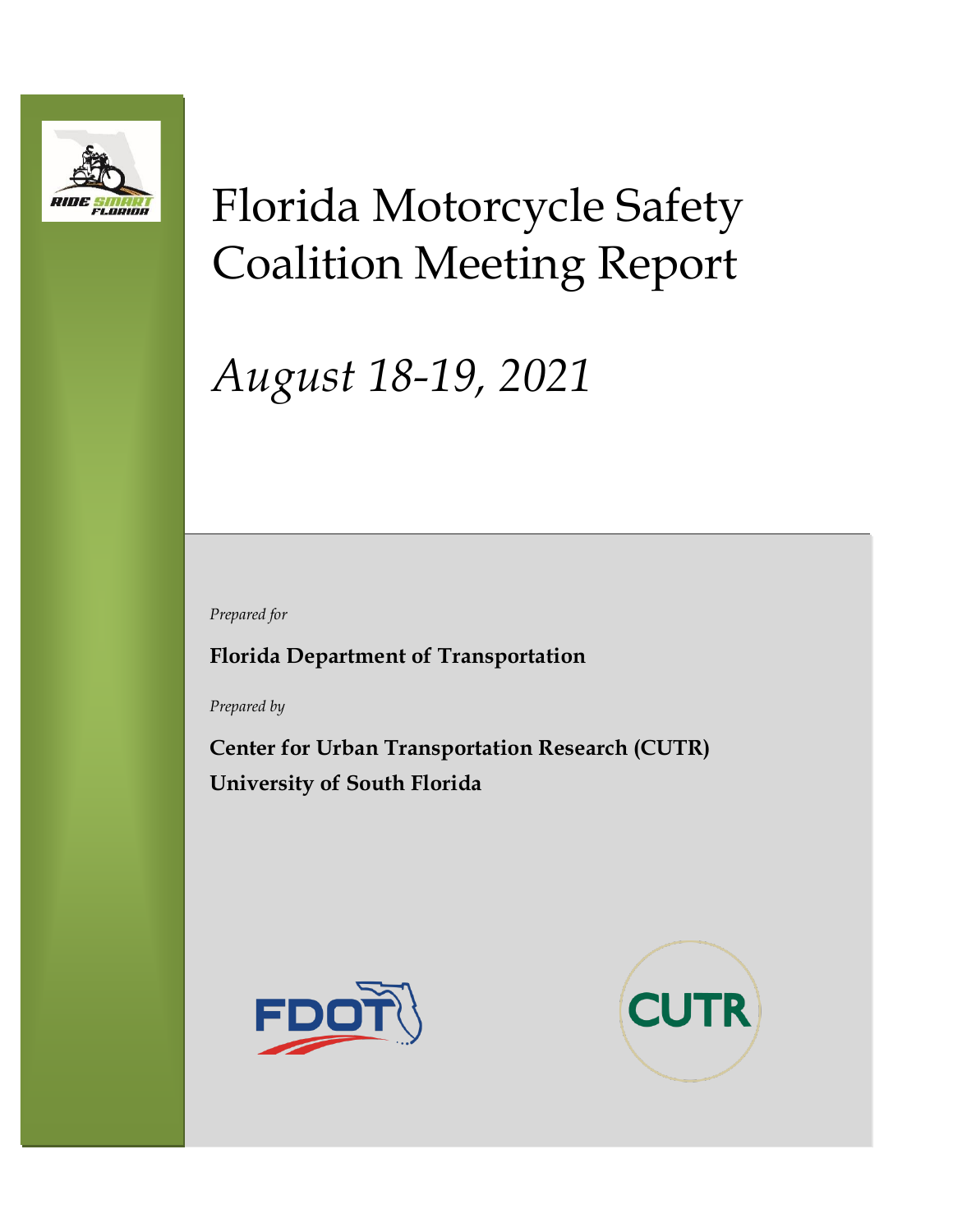# Florida Motorcycle Safety Coalition Meeting Report

*August 18-19, 2021*

*Prepared for*

**Florida Department of Transportation**

*Prepared by*

**Center for Urban Transportation Research (CUTR)**
**University of South Florida**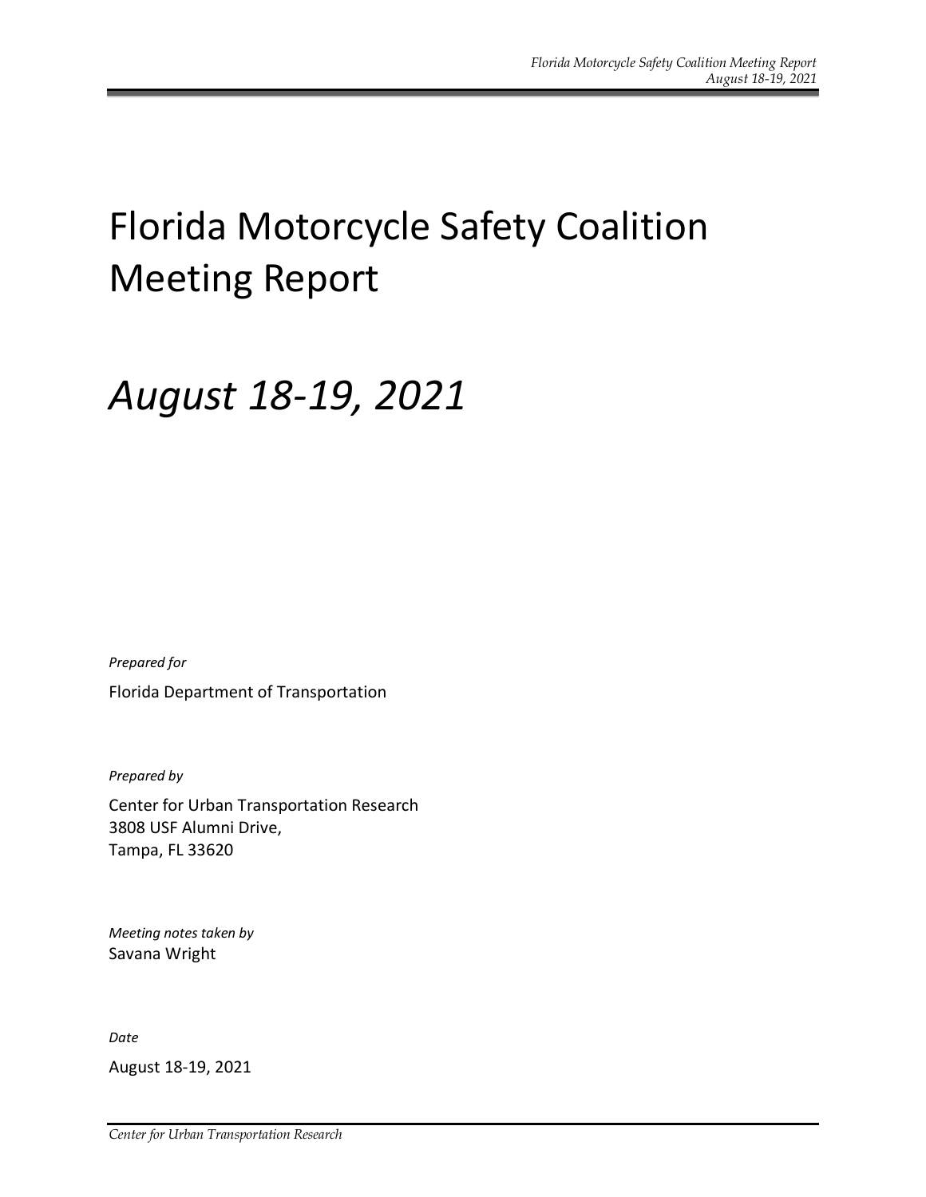# Florida Motorcycle Safety Coalition Meeting Report

# *August 18-19, 2021*

*Prepared for*

Florida Department of Transportation

*Prepared by*

Center for Urban Transportation Research
3808 USF Alumni Drive,
Tampa, FL 33620

*Meeting notes taken by*
Savana Wright

*Date*

August 18-19, 2021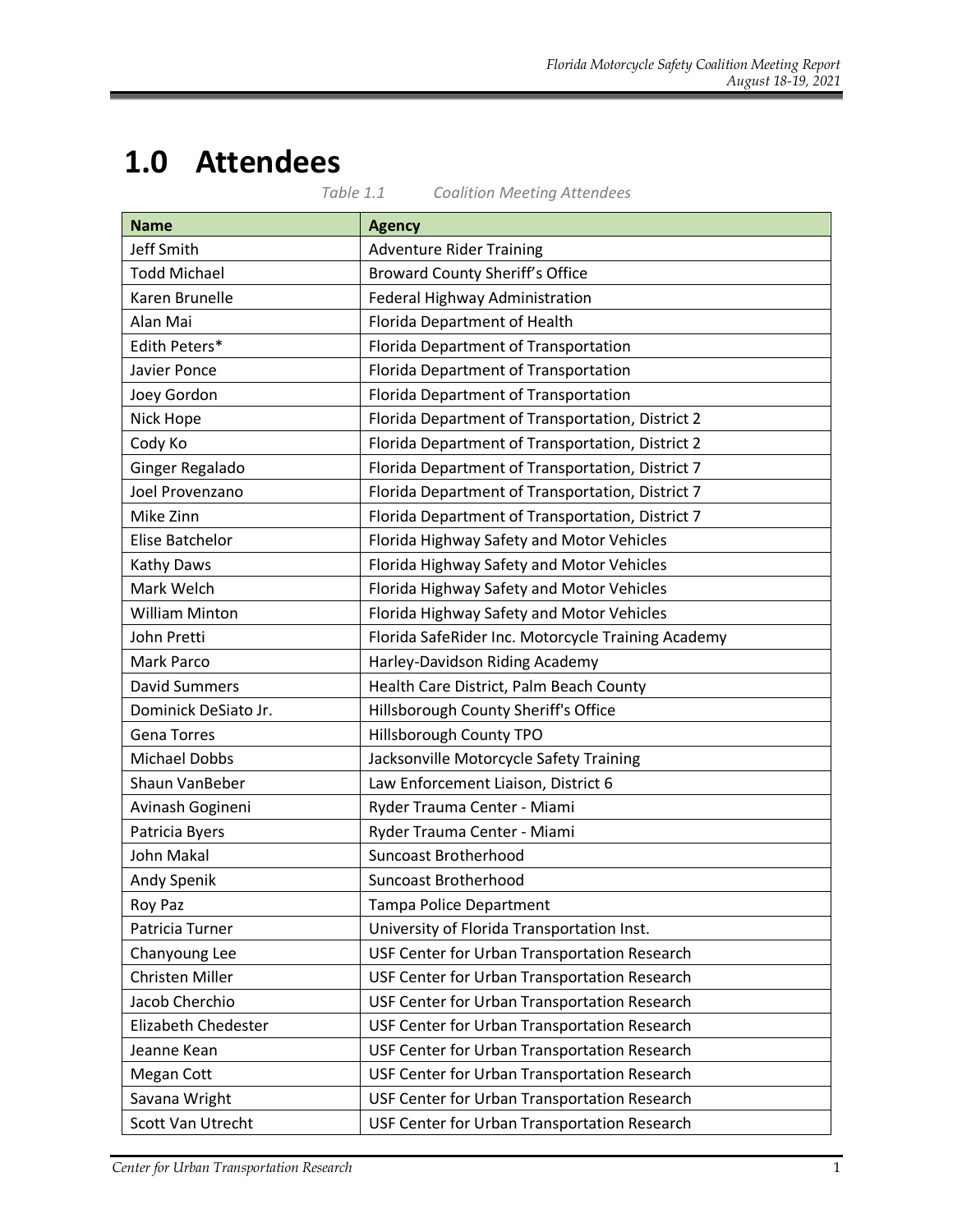# 1.0 Attendees

*Table 1.1 Coalition Meeting Attendees*

| Name | Agency |
|---|---|
| Jeff Smith | Adventure Rider Training |
| Todd Michael | Broward County Sheriff's Office |
| Karen Brunelle | Federal Highway Administration |
| Alan Mai | Florida Department of Health |
| Edith Peters* | Florida Department of Transportation |
| Javier Ponce | Florida Department of Transportation |
| Joey Gordon | Florida Department of Transportation |
| Nick Hope | Florida Department of Transportation, District 2 |
| Cody Ko | Florida Department of Transportation, District 2 |
| Ginger Regalado | Florida Department of Transportation, District 7 |
| Joel Provenzano | Florida Department of Transportation, District 7 |
| Mike Zinn | Florida Department of Transportation, District 7 |
| Elise Batchelor | Florida Highway Safety and Motor Vehicles |
| Kathy Daws | Florida Highway Safety and Motor Vehicles |
| Mark Welch | Florida Highway Safety and Motor Vehicles |
| William Minton | Florida Highway Safety and Motor Vehicles |
| John Pretti | Florida SafeRider Inc. Motorcycle Training Academy |
| Mark Parco | Harley-Davidson Riding Academy |
| David Summers | Health Care District, Palm Beach County |
| Dominick DeSiato Jr. | Hillsborough County Sheriff's Office |
| Gena Torres | Hillsborough County TPO |
| Michael Dobbs | Jacksonville Motorcycle Safety Training |
| Shaun VanBeber | Law Enforcement Liaison, District 6 |
| Avinash Gogineni | Ryder Trauma Center - Miami |
| Patricia Byers | Ryder Trauma Center - Miami |
| John Makal | Suncoast Brotherhood |
| Andy Spenik | Suncoast Brotherhood |
| Roy Paz | Tampa Police Department |
| Patricia Turner | University of Florida Transportation Inst. |
| Chanyoung Lee | USF Center for Urban Transportation Research |
| Christen Miller | USF Center for Urban Transportation Research |
| Jacob Cherchio | USF Center for Urban Transportation Research |
| Elizabeth Chedester | USF Center for Urban Transportation Research |
| Jeanne Kean | USF Center for Urban Transportation Research |
| Megan Cott | USF Center for Urban Transportation Research |
| Savana Wright | USF Center for Urban Transportation Research |
| Scott Van Utrecht | USF Center for Urban Transportation Research |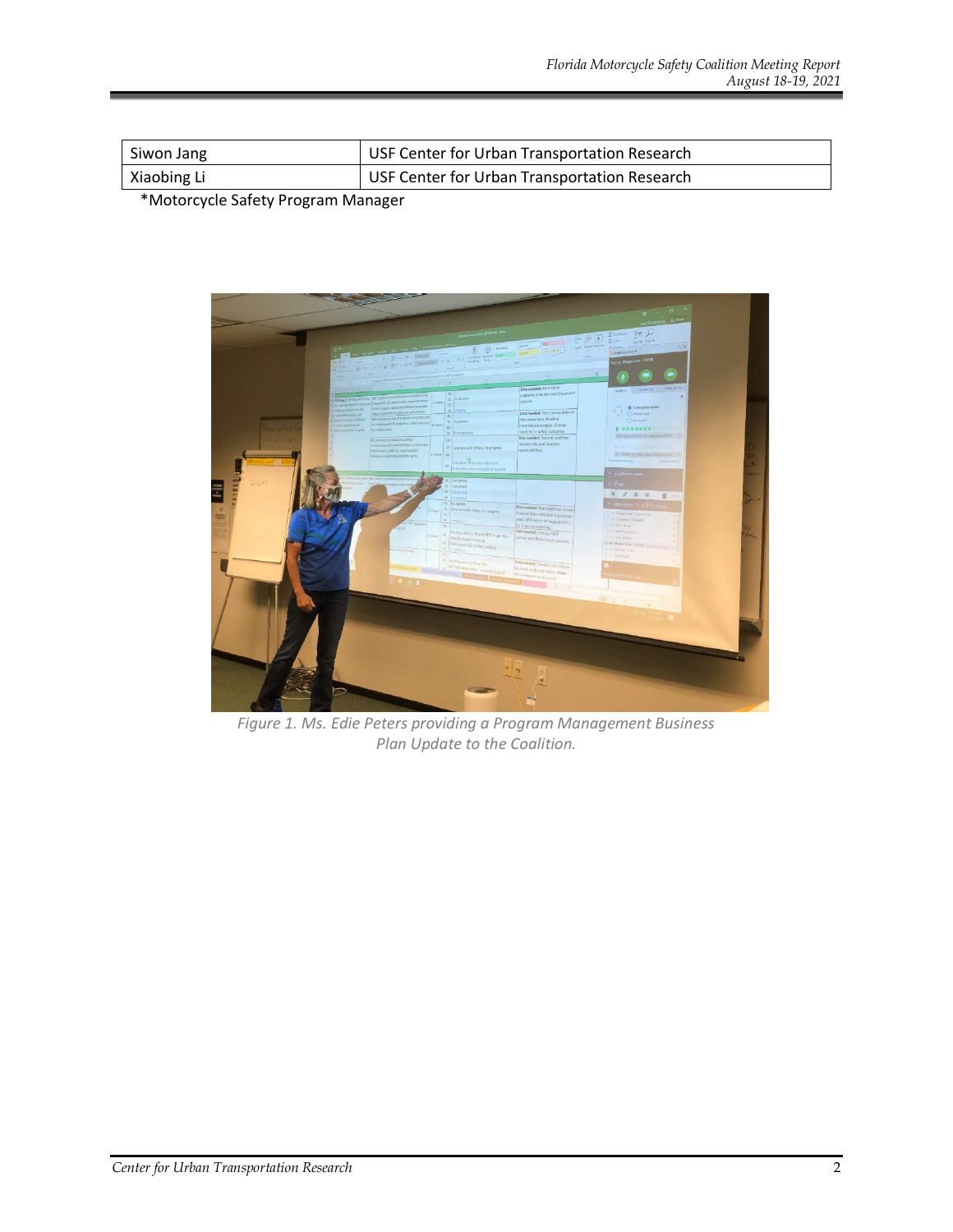| Siwon Jang | USF Center for Urban Transportation Research |
|---|---|
| Xiaobing Li | USF Center for Urban Transportation Research |

*Motorcycle Safety Program Manager

*Figure 1. Ms. Edie Peters providing a Program Management Business Plan Update to the Coalition.*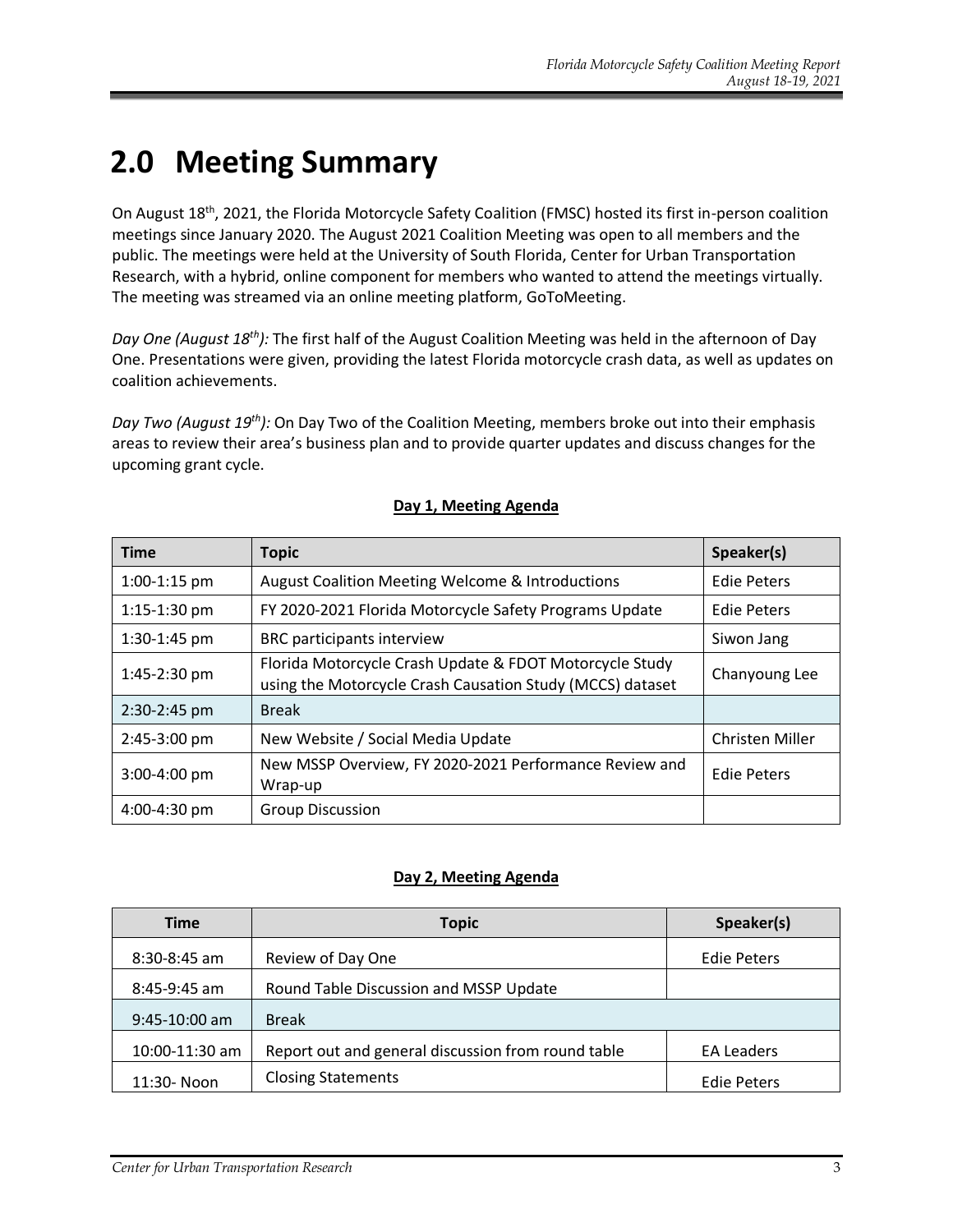# 2.0 Meeting Summary

On August 18th, 2021, the Florida Motorcycle Safety Coalition (FMSC) hosted its first in-person coalition meetings since January 2020. The August 2021 Coalition Meeting was open to all members and the public. The meetings were held at the University of South Florida, Center for Urban Transportation Research, with a hybrid, online component for members who wanted to attend the meetings virtually. The meeting was streamed via an online meeting platform, GoToMeeting.

*Day One (August 18th):* The first half of the August Coalition Meeting was held in the afternoon of Day One. Presentations were given, providing the latest Florida motorcycle crash data, as well as updates on coalition achievements.

*Day Two (August 19th):* On Day Two of the Coalition Meeting, members broke out into their emphasis areas to review their area's business plan and to provide quarter updates and discuss changes for the upcoming grant cycle.

**Day 1, Meeting Agenda**

| Time | Topic | Speaker(s) |
|---|---|---|
| 1:00-1:15 pm | August Coalition Meeting Welcome & Introductions | Edie Peters |
| 1:15-1:30 pm | FY 2020-2021 Florida Motorcycle Safety Programs Update | Edie Peters |
| 1:30-1:45 pm | BRC participants interview | Siwon Jang |
| 1:45-2:30 pm | Florida Motorcycle Crash Update & FDOT Motorcycle Study using the Motorcycle Crash Causation Study (MCCS) dataset | Chanyoung Lee |
| 2:30-2:45 pm | Break | |
| 2:45-3:00 pm | New Website / Social Media Update | Christen Miller |
| 3:00-4:00 pm | New MSSP Overview, FY 2020-2021 Performance Review and Wrap-up | Edie Peters |
| 4:00-4:30 pm | Group Discussion | |

**Day 2, Meeting Agenda**

| Time | Topic | Speaker(s) |
|---|---|---|
| 8:30-8:45 am | Review of Day One | Edie Peters |
| 8:45-9:45 am | Round Table Discussion and MSSP Update | |
| 9:45-10:00 am | Break | |
| 10:00-11:30 am | Report out and general discussion from round table | EA Leaders |
| 11:30- Noon | Closing Statements | Edie Peters |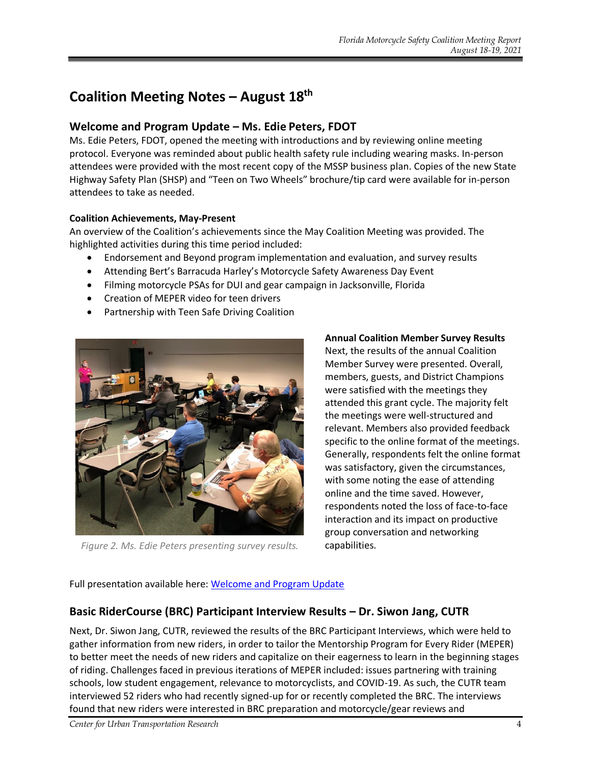## Coalition Meeting Notes – August 18th

### Welcome and Program Update – Ms. Edie Peters, FDOT

Ms. Edie Peters, FDOT, opened the meeting with introductions and by reviewing online meeting protocol. Everyone was reminded about public health safety rule including wearing masks. In-person attendees were provided with the most recent copy of the MSSP business plan. Copies of the new State Highway Safety Plan (SHSP) and "Teen on Two Wheels" brochure/tip card were available for in-person attendees to take as needed.

**Coalition Achievements, May-Present**

An overview of the Coalition's achievements since the May Coalition Meeting was provided. The highlighted activities during this time period included:

- Endorsement and Beyond program implementation and evaluation, and survey results
- Attending Bert's Barracuda Harley's Motorcycle Safety Awareness Day Event
- Filming motorcycle PSAs for DUI and gear campaign in Jacksonville, Florida
- Creation of MEPER video for teen drivers
- Partnership with Teen Safe Driving Coalition

*Figure 2. Ms. Edie Peters presenting survey results.*

**Annual Coalition Member Survey Results**

Next, the results of the annual Coalition Member Survey were presented. Overall, members, guests, and District Champions were satisfied with the meetings they attended this grant cycle. The majority felt the meetings were well-structured and relevant. Members also provided feedback specific to the online format of the meetings. Generally, respondents felt the online format was satisfactory, given the circumstances, with some noting the ease of attending online and the time saved. However, respondents noted the loss of face-to-face interaction and its impact on productive group conversation and networking capabilities.

Full presentation available here: Welcome and Program Update

### Basic RiderCourse (BRC) Participant Interview Results – Dr. Siwon Jang, CUTR

Next, Dr. Siwon Jang, CUTR, reviewed the results of the BRC Participant Interviews, which were held to gather information from new riders, in order to tailor the Mentorship Program for Every Rider (MEPER) to better meet the needs of new riders and capitalize on their eagerness to learn in the beginning stages of riding. Challenges faced in previous iterations of MEPER included: issues partnering with training schools, low student engagement, relevance to motorcyclists, and COVID-19. As such, the CUTR team interviewed 52 riders who had recently signed-up for or recently completed the BRC. The interviews found that new riders were interested in BRC preparation and motorcycle/gear reviews and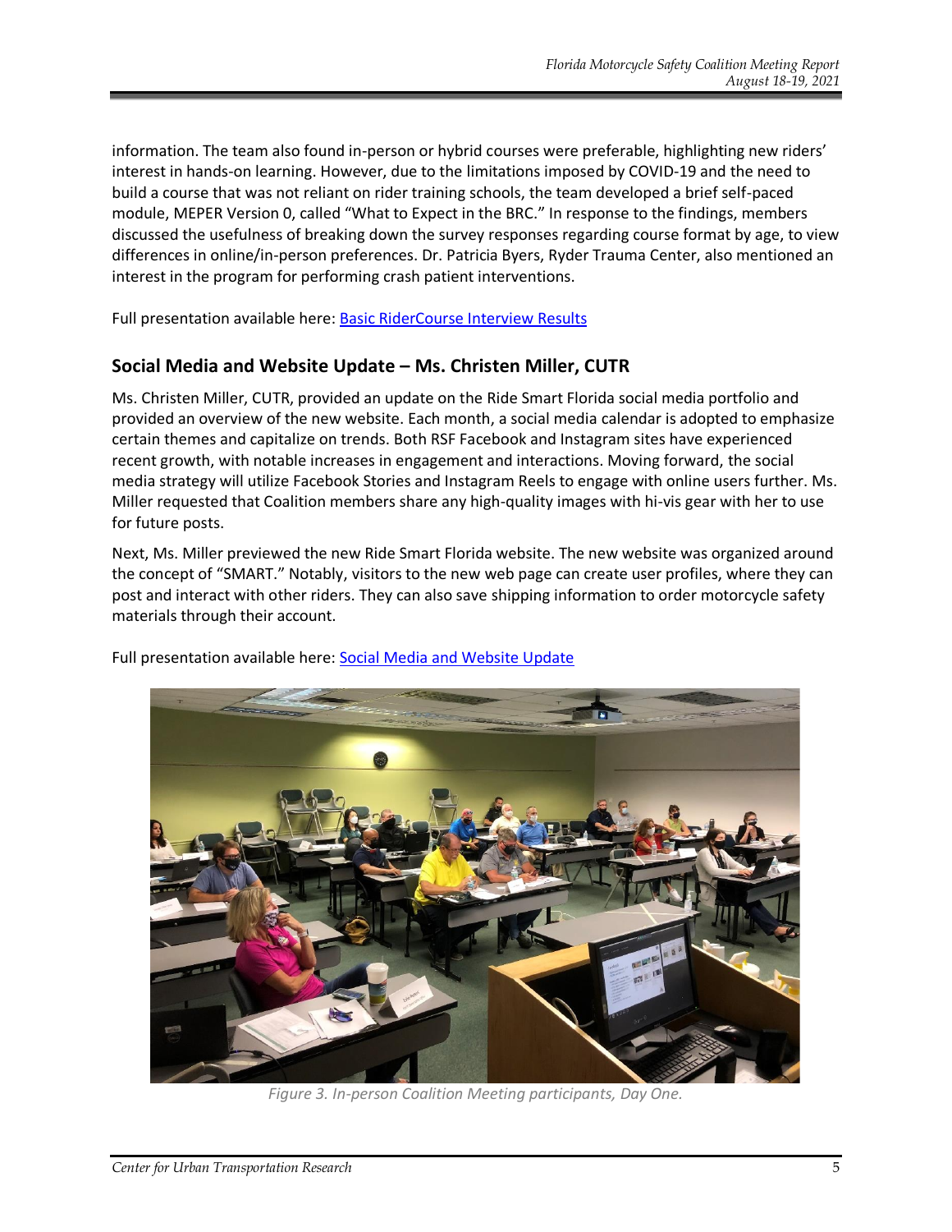information. The team also found in-person or hybrid courses were preferable, highlighting new riders' interest in hands-on learning. However, due to the limitations imposed by COVID-19 and the need to build a course that was not reliant on rider training schools, the team developed a brief self-paced module, MEPER Version 0, called "What to Expect in the BRC." In response to the findings, members discussed the usefulness of breaking down the survey responses regarding course format by age, to view differences in online/in-person preferences. Dr. Patricia Byers, Ryder Trauma Center, also mentioned an interest in the program for performing crash patient interventions.

Full presentation available here: Basic RiderCourse Interview Results

## Social Media and Website Update – Ms. Christen Miller, CUTR

Ms. Christen Miller, CUTR, provided an update on the Ride Smart Florida social media portfolio and provided an overview of the new website. Each month, a social media calendar is adopted to emphasize certain themes and capitalize on trends. Both RSF Facebook and Instagram sites have experienced recent growth, with notable increases in engagement and interactions. Moving forward, the social media strategy will utilize Facebook Stories and Instagram Reels to engage with online users further. Ms. Miller requested that Coalition members share any high-quality images with hi-vis gear with her to use for future posts.

Next, Ms. Miller previewed the new Ride Smart Florida website. The new website was organized around the concept of "SMART." Notably, visitors to the new web page can create user profiles, where they can post and interact with other riders. They can also save shipping information to order motorcycle safety materials through their account.

Full presentation available here: Social Media and Website Update

*Figure 3. In-person Coalition Meeting participants, Day One.*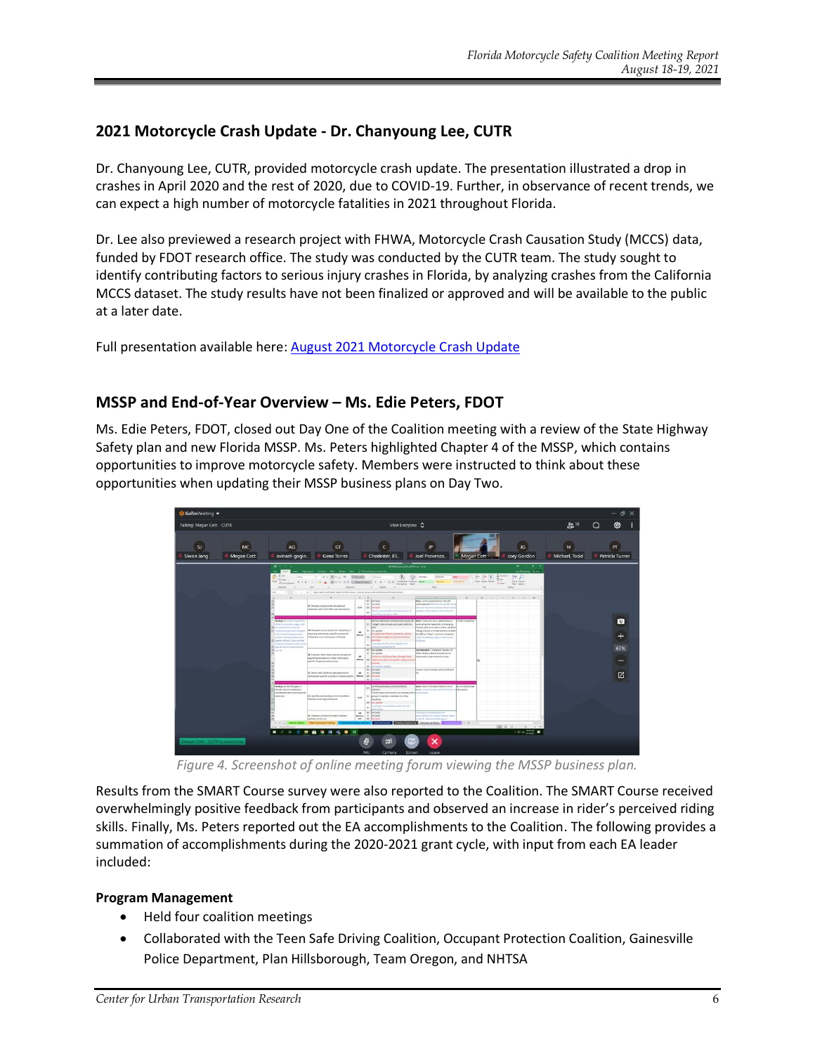## 2021 Motorcycle Crash Update - Dr. Chanyoung Lee, CUTR

Dr. Chanyoung Lee, CUTR, provided motorcycle crash update. The presentation illustrated a drop in crashes in April 2020 and the rest of 2020, due to COVID-19. Further, in observance of recent trends, we can expect a high number of motorcycle fatalities in 2021 throughout Florida.

Dr. Lee also previewed a research project with FHWA, Motorcycle Crash Causation Study (MCCS) data, funded by FDOT research office. The study was conducted by the CUTR team. The study sought to identify contributing factors to serious injury crashes in Florida, by analyzing crashes from the California MCCS dataset. The study results have not been finalized or approved and will be available to the public at a later date.

Full presentation available here: August 2021 Motorcycle Crash Update

## MSSP and End-of-Year Overview – Ms. Edie Peters, FDOT

Ms. Edie Peters, FDOT, closed out Day One of the Coalition meeting with a review of the State Highway Safety plan and new Florida MSSP. Ms. Peters highlighted Chapter 4 of the MSSP, which contains opportunities to improve motorcycle safety. Members were instructed to think about these opportunities when updating their MSSP business plans on Day Two.

*Figure 4. Screenshot of online meeting forum viewing the MSSP business plan.*

Results from the SMART Course survey were also reported to the Coalition. The SMART Course received overwhelmingly positive feedback from participants and observed an increase in rider's perceived riding skills. Finally, Ms. Peters reported out the EA accomplishments to the Coalition. The following provides a summation of accomplishments during the 2020-2021 grant cycle, with input from each EA leader included:

**Program Management**

- Held four coalition meetings
- Collaborated with the Teen Safe Driving Coalition, Occupant Protection Coalition, Gainesville Police Department, Plan Hillsborough, Team Oregon, and NHTSA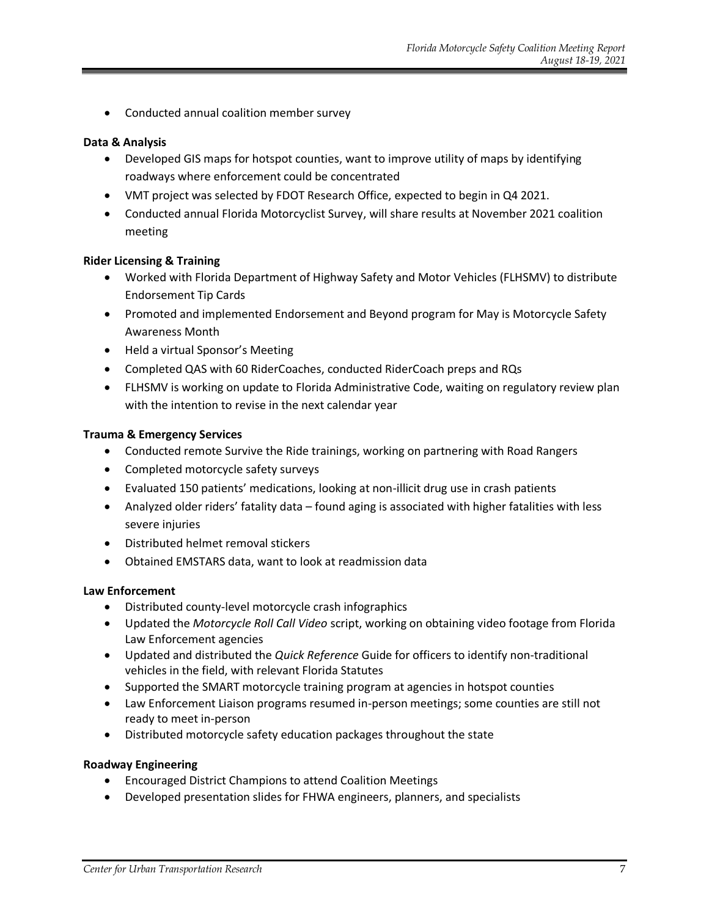- Conducted annual coalition member survey

**Data & Analysis**

- Developed GIS maps for hotspot counties, want to improve utility of maps by identifying roadways where enforcement could be concentrated
- VMT project was selected by FDOT Research Office, expected to begin in Q4 2021.
- Conducted annual Florida Motorcyclist Survey, will share results at November 2021 coalition meeting

**Rider Licensing & Training**

- Worked with Florida Department of Highway Safety and Motor Vehicles (FLHSMV) to distribute Endorsement Tip Cards
- Promoted and implemented Endorsement and Beyond program for May is Motorcycle Safety Awareness Month
- Held a virtual Sponsor's Meeting
- Completed QAS with 60 RiderCoaches, conducted RiderCoach preps and RQs
- FLHSMV is working on update to Florida Administrative Code, waiting on regulatory review plan with the intention to revise in the next calendar year

**Trauma & Emergency Services**

- Conducted remote Survive the Ride trainings, working on partnering with Road Rangers
- Completed motorcycle safety surveys
- Evaluated 150 patients' medications, looking at non-illicit drug use in crash patients
- Analyzed older riders' fatality data – found aging is associated with higher fatalities with less severe injuries
- Distributed helmet removal stickers
- Obtained EMSTARS data, want to look at readmission data

**Law Enforcement**

- Distributed county-level motorcycle crash infographics
- Updated the *Motorcycle Roll Call Video* script, working on obtaining video footage from Florida Law Enforcement agencies
- Updated and distributed the *Quick Reference* Guide for officers to identify non-traditional vehicles in the field, with relevant Florida Statutes
- Supported the SMART motorcycle training program at agencies in hotspot counties
- Law Enforcement Liaison programs resumed in-person meetings; some counties are still not ready to meet in-person
- Distributed motorcycle safety education packages throughout the state

**Roadway Engineering**

- Encouraged District Champions to attend Coalition Meetings
- Developed presentation slides for FHWA engineers, planners, and specialists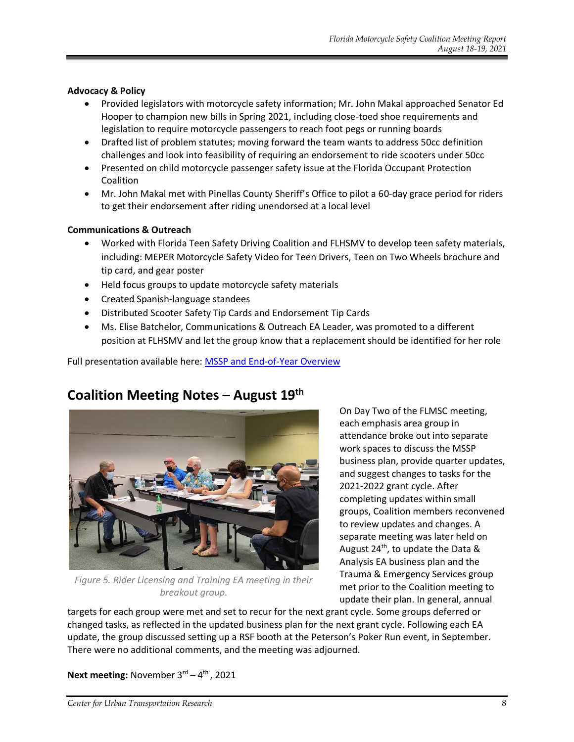**Advocacy & Policy**

- Provided legislators with motorcycle safety information; Mr. John Makal approached Senator Ed Hooper to champion new bills in Spring 2021, including close-toed shoe requirements and legislation to require motorcycle passengers to reach foot pegs or running boards
- Drafted list of problem statutes; moving forward the team wants to address 50cc definition challenges and look into feasibility of requiring an endorsement to ride scooters under 50cc
- Presented on child motorcycle passenger safety issue at the Florida Occupant Protection Coalition
- Mr. John Makal met with Pinellas County Sheriff's Office to pilot a 60-day grace period for riders to get their endorsement after riding unendorsed at a local level

**Communications & Outreach**

- Worked with Florida Teen Safety Driving Coalition and FLHSMV to develop teen safety materials, including: MEPER Motorcycle Safety Video for Teen Drivers, Teen on Two Wheels brochure and tip card, and gear poster
- Held focus groups to update motorcycle safety materials
- Created Spanish-language standees
- Distributed Scooter Safety Tip Cards and Endorsement Tip Cards
- Ms. Elise Batchelor, Communications & Outreach EA Leader, was promoted to a different position at FLHSMV and let the group know that a replacement should be identified for her role

Full presentation available here: MSSP and End-of-Year Overview

## Coalition Meeting Notes – August 19th

*Figure 5. Rider Licensing and Training EA meeting in their breakout group.*

On Day Two of the FLMSC meeting, each emphasis area group in attendance broke out into separate work spaces to discuss the MSSP business plan, provide quarter updates, and suggest changes to tasks for the 2021-2022 grant cycle. After completing updates within small groups, Coalition members reconvened to review updates and changes. A separate meeting was later held on August 24th, to update the Data & Analysis EA business plan and the Trauma & Emergency Services group met prior to the Coalition meeting to update their plan. In general, annual targets for each group were met and set to recur for the next grant cycle. Some groups deferred or changed tasks, as reflected in the updated business plan for the next grant cycle. Following each EA update, the group discussed setting up a RSF booth at the Peterson's Poker Run event, in September. There were no additional comments, and the meeting was adjourned.

**Next meeting:** November 3rd – 4th , 2021